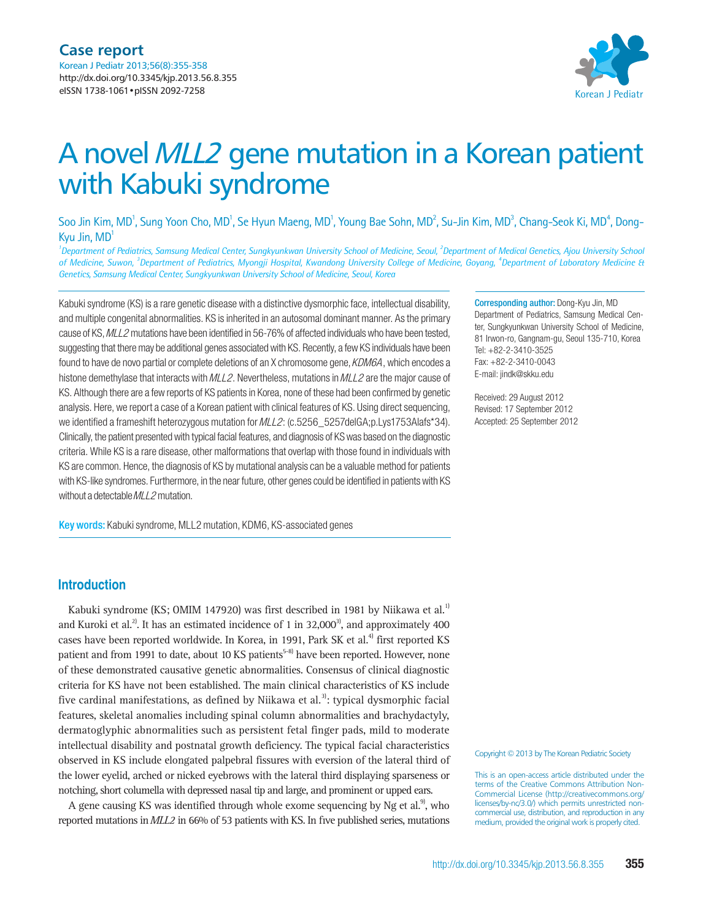Case report

# A novel *MLL2* gene mutation in a Korean patient with Kabuki syndrome

Soo Jin Kim, MD[1], Sung Yoon Cho, MD[1], Se Hyun Maeng, MD[1], Young Bae Sohn, MD[2], Su-Jin Kim, MD[3], Chang-Seok Ki, MD[4], Dong-Kyu Jin, MD[1]

*[1]Department of Pediatrics, Samsung Medical Center, Sungkyunkwan University School of Medicine, Seoul, [2]Department of Medical Genetics, Ajou University School of Medicine, Suwon, [3]Department of Pediatrics, Myongji Hospital, Kwandong University College of Medicine, Goyang, [4]Department of Laboratory Medicine & Genetics, Samsung Medical Center, Sungkyunkwan University School of Medicine, Seoul, Korea*

Kabuki syndrome (KS) is a rare genetic disease with a distinctive dysmorphic face, intellectual disability, and multiple congenital abnormalities. KS is inherited in an autosomal dominant manner. As the primary cause of KS, *MLL2* mutations have been identified in 56-76% of affected individuals who have been tested, suggesting that there may be additional genes associated with KS. Recently, a few KS individuals have been found to have de novo partial or complete deletions of an X chromosome gene, *KDM6A*, which encodes a histone demethylase that interacts with *MLL2*. Nevertheless, mutations in *MLL2* are the major cause of KS. Although there are a few reports of KS patients in Korea, none of these had been confirmed by genetic analysis. Here, we report a case of a Korean patient with clinical features of KS. Using direct sequencing, we identified a frameshift heterozygous mutation for *MLL2*: (c.5256_5257delGA;p.Lys1753Alafs*34). Clinically, the patient presented with typical facial features, and diagnosis of KS was based on the diagnostic criteria. While KS is a rare disease, other malformations that overlap with those found in individuals with KS are common. Hence, the diagnosis of KS by mutational analysis can be a valuable method for patients with KS-like syndromes. Furthermore, in the near future, other genes could be identified in patients with KS without a detectable *MLL2* mutation.

**Key words:** Kabuki syndrome, MLL2 mutation, KDM6, KS-associated genes

**Corresponding author:** Dong-Kyu Jin, MD
Department of Pediatrics, Samsung Medical Center, Sungkyunkwan University School of Medicine, 81 Irwon-ro, Gangnam-gu, Seoul 135-710, Korea
Tel: +82-2-3410-3525
Fax: +82-2-3410-0043
E-mail: jindk@skku.edu

Received: 29 August 2012
Revised: 17 September 2012
Accepted: 25 September 2012

## Introduction

Kabuki syndrome (KS; OMIM 147920) was first described in 1981 by Niikawa et al.[1] and Kuroki et al.[2]. It has an estimated incidence of 1 in 32,000[3], and approximately 400 cases have been reported worldwide. In Korea, in 1991, Park SK et al.[4] first reported KS patient and from 1991 to date, about 10 KS patients[5-8] have been reported. However, none of these demonstrated causative genetic abnormalities. Consensus of clinical diagnostic criteria for KS have not been established. The main clinical characteristics of KS include five cardinal manifestations, as defined by Niikawa et al.[3]: typical dysmorphic facial features, skeletal anomalies including spinal column abnormalities and brachydactyly, dermatoglyphic abnormalities such as persistent fetal finger pads, mild to moderate intellectual disability and postnatal growth deficiency. The typical facial characteristics observed in KS include elongated palpebral fissures with eversion of the lateral third of the lower eyelid, arched or nicked eyebrows with the lateral third displaying sparseness or notching, short columella with depressed nasal tip and large, and prominent or upped ears.

A gene causing KS was identified through whole exome sequencing by Ng et al.[9], who reported mutations in *MLL2* in 66% of 53 patients with KS. In five published series, mutations

Copyright © 2013 by The Korean Pediatric Society

This is an open-access article distributed under the terms of the Creative Commons Attribution Non-Commercial License (http://creativecommons.org/licenses/by-nc/3.0/) which permits unrestricted non-commercial use, distribution, and reproduction in any medium, provided the original work is properly cited.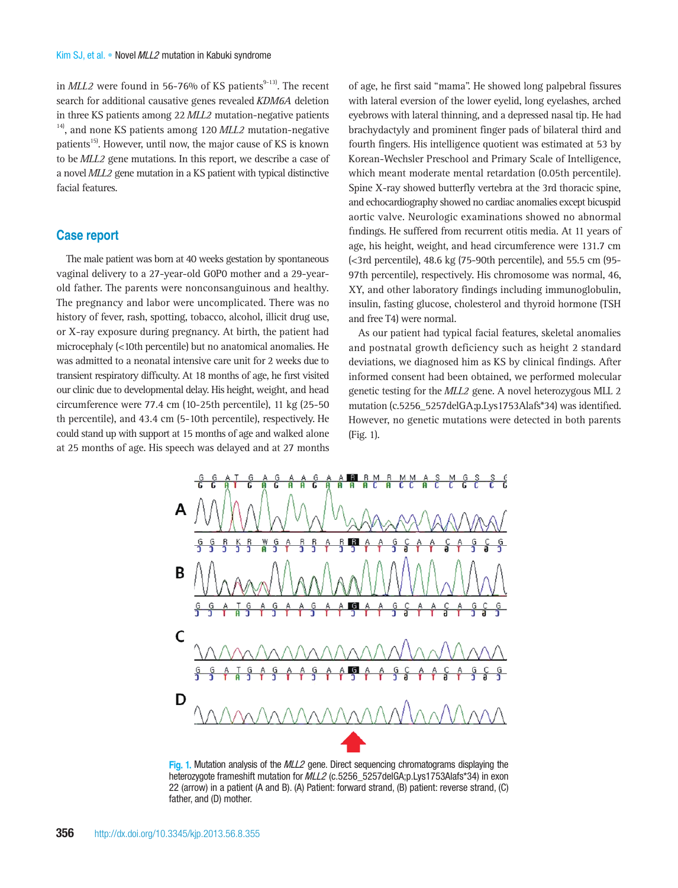in *MLL2* were found in 56-76% of KS patients[9-13]. The recent search for additional causative genes revealed *KDM6A* deletion in three KS patients among 22 *MLL2* mutation-negative patients [14], and none KS patients among 120 *MLL2* mutation-negative patients[15]. However, until now, the major cause of KS is known to be *MLL2* gene mutations. In this report, we describe a case of a novel *MLL2* gene mutation in a KS patient with typical distinctive facial features.

## Case report

The male patient was born at 40 weeks gestation by spontaneous vaginal delivery to a 27-year-old G0P0 mother and a 29-year-old father. The parents were nonconsanguinous and healthy. The pregnancy and labor were uncomplicated. There was no history of fever, rash, spotting, tobacco, alcohol, illicit drug use, or X-ray exposure during pregnancy. At birth, the patient had microcephaly (<10th percentile) but no anatomical anomalies. He was admitted to a neonatal intensive care unit for 2 weeks due to transient respiratory difficulty. At 18 months of age, he first visited our clinic due to developmental delay. His height, weight, and head circumference were 77.4 cm (10-25th percentile), 11 kg (25-50 th percentile), and 43.4 cm (5-10th percentile), respectively. He could stand up with support at 15 months of age and walked alone at 25 months of age. His speech was delayed and at 27 months of age, he first said "mama". He showed long palpebral fissures with lateral eversion of the lower eyelid, long eyelashes, arched eyebrows with lateral thinning, and a depressed nasal tip. He had brachydactyly and prominent finger pads of bilateral third and fourth fingers. His intelligence quotient was estimated at 53 by Korean-Wechsler Preschool and Primary Scale of Intelligence, which meant moderate mental retardation (0.05th percentile). Spine X-ray showed butterfly vertebra at the 3rd thoracic spine, and echocardiography showed no cardiac anomalies except bicuspid aortic valve. Neurologic examinations showed no abnormal findings. He suffered from recurrent otitis media. At 11 years of age, his height, weight, and head circumference were 131.7 cm (<3rd percentile), 48.6 kg (75-90th percentile), and 55.5 cm (95-97th percentile), respectively. His chromosome was normal, 46, XY, and other laboratory findings including immunoglobulin, insulin, fasting glucose, cholesterol and thyroid hormone (TSH and free T4) were normal.

As our patient had typical facial features, skeletal anomalies and postnatal growth deficiency such as height 2 standard deviations, we diagnosed him as KS by clinical findings. After informed consent had been obtained, we performed molecular genetic testing for the *MLL2* gene. A novel heterozygous MLL 2 mutation (c.5256_5257delGA;p.Lys1753Alafs*34) was identified. However, no genetic mutations were detected in both parents (Fig. 1).

Fig. 1. Mutation analysis of the *MLL2* gene. Direct sequencing chromatograms displaying the heterozygote frameshift mutation for *MLL2* (c.5256_5257delGA;p.Lys1753Alafs*34) in exon 22 (arrow) in a patient (A and B). (A) Patient: forward strand, (B) patient: reverse strand, (C) father, and (D) mother.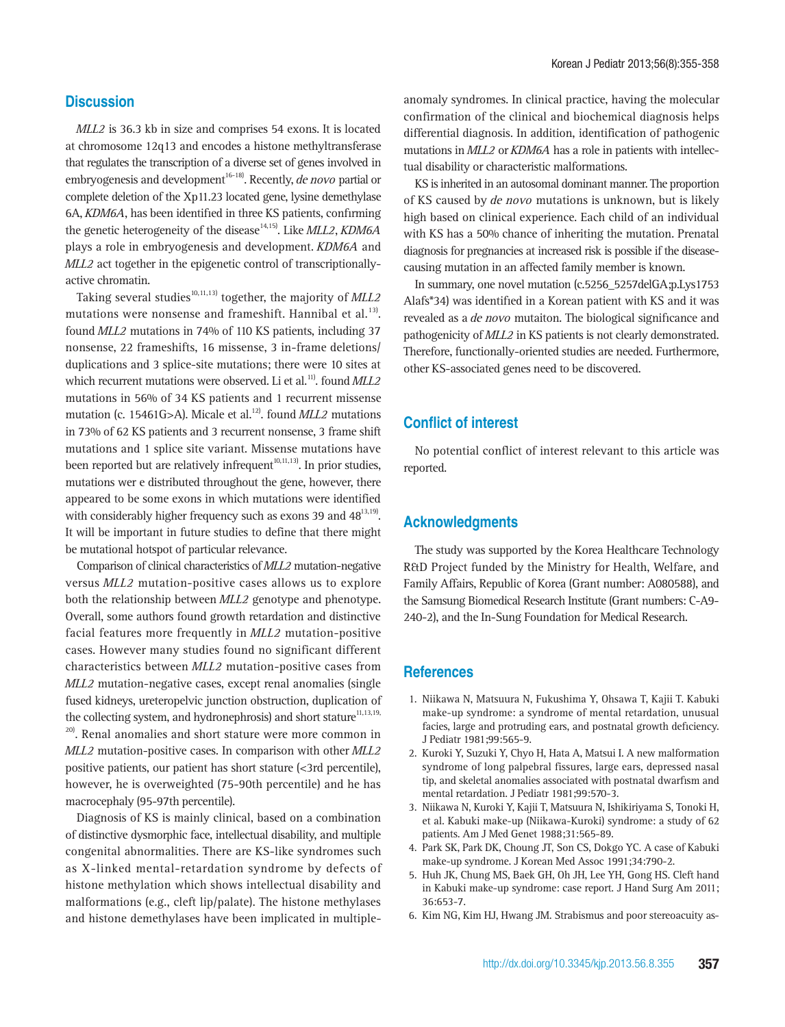## Discussion

*MLL2* is 36.3 kb in size and comprises 54 exons. It is located at chromosome 12q13 and encodes a histone methyltransferase that regulates the transcription of a diverse set of genes involved in embryogenesis and development[16-18]. Recently, *de novo* partial or complete deletion of the Xp11.23 located gene, lysine demethylase 6A, *KDM6A*, has been identified in three KS patients, confirming the genetic heterogeneity of the disease[14,15]. Like *MLL2*, *KDM6A* plays a role in embryogenesis and development. *KDM6A* and *MLL2* act together in the epigenetic control of transcriptionally-active chromatin.

Taking several studies[10,11,13] together, the majority of *MLL2* mutations were nonsense and frameshift. Hannibal et al.[13]. found *MLL2* mutations in 74% of 110 KS patients, including 37 nonsense, 22 frameshifts, 16 missense, 3 in-frame deletions/duplications and 3 splice-site mutations; there were 10 sites at which recurrent mutations were observed. Li et al.[11]. found *MLL2* mutations in 56% of 34 KS patients and 1 recurrent missense mutation (c. 15461G>A). Micale et al.[12]. found *MLL2* mutations in 73% of 62 KS patients and 3 recurrent nonsense, 3 frame shift mutations and 1 splice site variant. Missense mutations have been reported but are relatively infrequent[10,11,13]. In prior studies, mutations wer e distributed throughout the gene, however, there appeared to be some exons in which mutations were identified with considerably higher frequency such as exons 39 and 48[13,19]. It will be important in future studies to define that there might be mutational hotspot of particular relevance.

Comparison of clinical characteristics of *MLL2* mutation-negative versus *MLL2* mutation-positive cases allows us to explore both the relationship between *MLL2* genotype and phenotype. Overall, some authors found growth retardation and distinctive facial features more frequently in *MLL2* mutation-positive cases. However many studies found no significant different characteristics between *MLL2* mutation-positive cases from *MLL2* mutation-negative cases, except renal anomalies (single fused kidneys, ureteropelvic junction obstruction, duplication of the collecting system, and hydronephrosis) and short stature[11,13,19,20]. Renal anomalies and short stature were more common in *MLL2* mutation-positive cases. In comparison with other *MLL2* positive patients, our patient has short stature (<3rd percentile), however, he is overweighted (75-90th percentile) and he has macrocephaly (95-97th percentile).

Diagnosis of KS is mainly clinical, based on a combination of distinctive dysmorphic face, intellectual disability, and multiple congenital abnormalities. There are KS-like syndromes such as X-linked mental-retardation syndrome by defects of histone methylation which shows intellectual disability and malformations (e.g., cleft lip/palate). The histone methylases and histone demethylases have been implicated in multiple-anomaly syndromes. In clinical practice, having the molecular confirmation of the clinical and biochemical diagnosis helps differential diagnosis. In addition, identification of pathogenic mutations in *MLL2* or *KDM6A* has a role in patients with intellectual disability or characteristic malformations.

KS is inherited in an autosomal dominant manner. The proportion of KS caused by *de novo* mutations is unknown, but is likely high based on clinical experience. Each child of an individual with KS has a 50% chance of inheriting the mutation. Prenatal diagnosis for pregnancies at increased risk is possible if the disease-causing mutation in an affected family member is known.

In summary, one novel mutation (c.5256_5257delGA;p.Lys1753 Alafs*34) was identified in a Korean patient with KS and it was revealed as a *de novo* mutaiton. The biological significance and pathogenicity of *MLL2* in KS patients is not clearly demonstrated. Therefore, functionally-oriented studies are needed. Furthermore, other KS-associated genes need to be discovered.

## Conflict of interest

No potential conflict of interest relevant to this article was reported.

## Acknowledgments

The study was supported by the Korea Healthcare Technology R&D Project funded by the Ministry for Health, Welfare, and Family Affairs, Republic of Korea (Grant number: A080588), and the Samsung Biomedical Research Institute (Grant numbers: C-A9-240-2), and the In-Sung Foundation for Medical Research.

## References

1. Niikawa N, Matsuura N, Fukushima Y, Ohsawa T, Kajii T. Kabuki make-up syndrome: a syndrome of mental retardation, unusual facies, large and protruding ears, and postnatal growth deficiency. J Pediatr 1981;99:565-9.
2. Kuroki Y, Suzuki Y, Chyo H, Hata A, Matsui I. A new malformation syndrome of long palpebral fissures, large ears, depressed nasal tip, and skeletal anomalies associated with postnatal dwarfism and mental retardation. J Pediatr 1981;99:570-3.
3. Niikawa N, Kuroki Y, Kajii T, Matsuura N, Ishikiriyama S, Tonoki H, et al. Kabuki make-up (Niikawa-Kuroki) syndrome: a study of 62 patients. Am J Med Genet 1988;31:565-89.
4. Park SK, Park DK, Choung JT, Son CS, Dokgo YC. A case of Kabuki make-up syndrome. J Korean Med Assoc 1991;34:790-2.
5. Huh JK, Chung MS, Baek GH, Oh JH, Lee YH, Gong HS. Cleft hand in Kabuki make-up syndrome: case report. J Hand Surg Am 2011; 36:653-7.
6. Kim NG, Kim HJ, Hwang JM. Strabismus and poor stereoacuity as-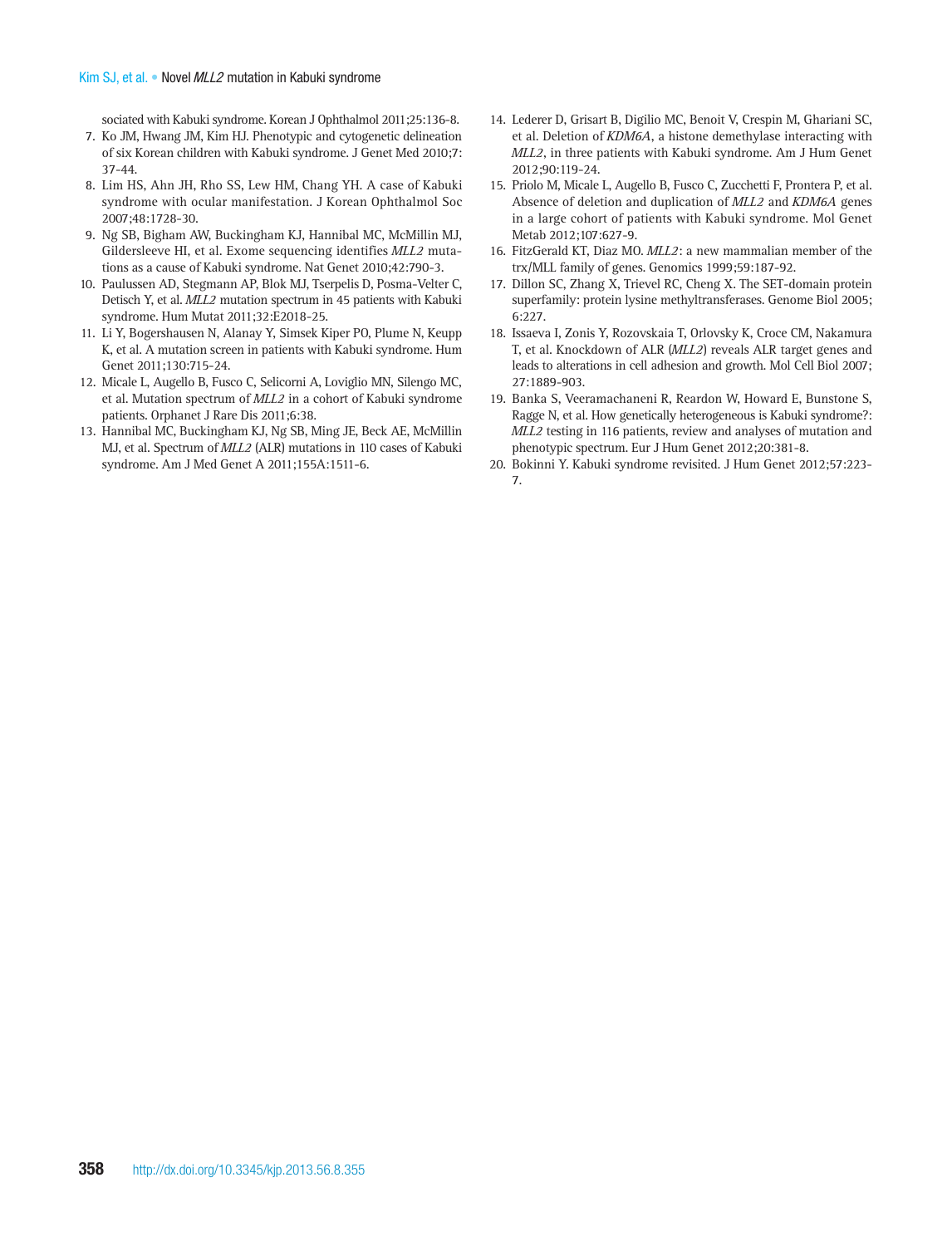sociated with Kabuki syndrome. Korean J Ophthalmol 2011;25:136-8.

7. Ko JM, Hwang JM, Kim HJ. Phenotypic and cytogenetic delineation of six Korean children with Kabuki syndrome. J Genet Med 2010;7:37-44.
8. Lim HS, Ahn JH, Rho SS, Lew HM, Chang YH. A case of Kabuki syndrome with ocular manifestation. J Korean Ophthalmol Soc 2007;48:1728-30.
9. Ng SB, Bigham AW, Buckingham KJ, Hannibal MC, McMillin MJ, Gildersleeve HI, et al. Exome sequencing identifies *MLL2* mutations as a cause of Kabuki syndrome. Nat Genet 2010;42:790-3.
10. Paulussen AD, Stegmann AP, Blok MJ, Tserpelis D, Posma-Velter C, Detisch Y, et al. *MLL2* mutation spectrum in 45 patients with Kabuki syndrome. Hum Mutat 2011;32:E2018-25.
11. Li Y, Bogershausen N, Alanay Y, Simsek Kiper PO, Plume N, Keupp K, et al. A mutation screen in patients with Kabuki syndrome. Hum Genet 2011;130:715-24.
12. Micale L, Augello B, Fusco C, Selicorni A, Loviglio MN, Silengo MC, et al. Mutation spectrum of *MLL2* in a cohort of Kabuki syndrome patients. Orphanet J Rare Dis 2011;6:38.
13. Hannibal MC, Buckingham KJ, Ng SB, Ming JE, Beck AE, McMillin MJ, et al. Spectrum of *MLL2* (ALR) mutations in 110 cases of Kabuki syndrome. Am J Med Genet A 2011;155A:1511-6.
14. Lederer D, Grisart B, Digilio MC, Benoit V, Crespin M, Ghariani SC, et al. Deletion of *KDM6A*, a histone demethylase interacting with *MLL2*, in three patients with Kabuki syndrome. Am J Hum Genet 2012;90:119-24.
15. Priolo M, Micale L, Augello B, Fusco C, Zucchetti F, Prontera P, et al. Absence of deletion and duplication of *MLL2* and *KDM6A* genes in a large cohort of patients with Kabuki syndrome. Mol Genet Metab 2012;107:627-9.
16. FitzGerald KT, Diaz MO. *MLL2*: a new mammalian member of the trx/MLL family of genes. Genomics 1999;59:187-92.
17. Dillon SC, Zhang X, Trievel RC, Cheng X. The SET-domain protein superfamily: protein lysine methyltransferases. Genome Biol 2005;6:227.
18. Issaeva I, Zonis Y, Rozovskaia T, Orlovsky K, Croce CM, Nakamura T, et al. Knockdown of ALR (*MLL2*) reveals ALR target genes and leads to alterations in cell adhesion and growth. Mol Cell Biol 2007;27:1889-903.
19. Banka S, Veeramachaneni R, Reardon W, Howard E, Bunstone S, Ragge N, et al. How genetically heterogeneous is Kabuki syndrome?: *MLL2* testing in 116 patients, review and analyses of mutation and phenotypic spectrum. Eur J Hum Genet 2012;20:381-8.
20. Bokinni Y. Kabuki syndrome revisited. J Hum Genet 2012;57:223-7.